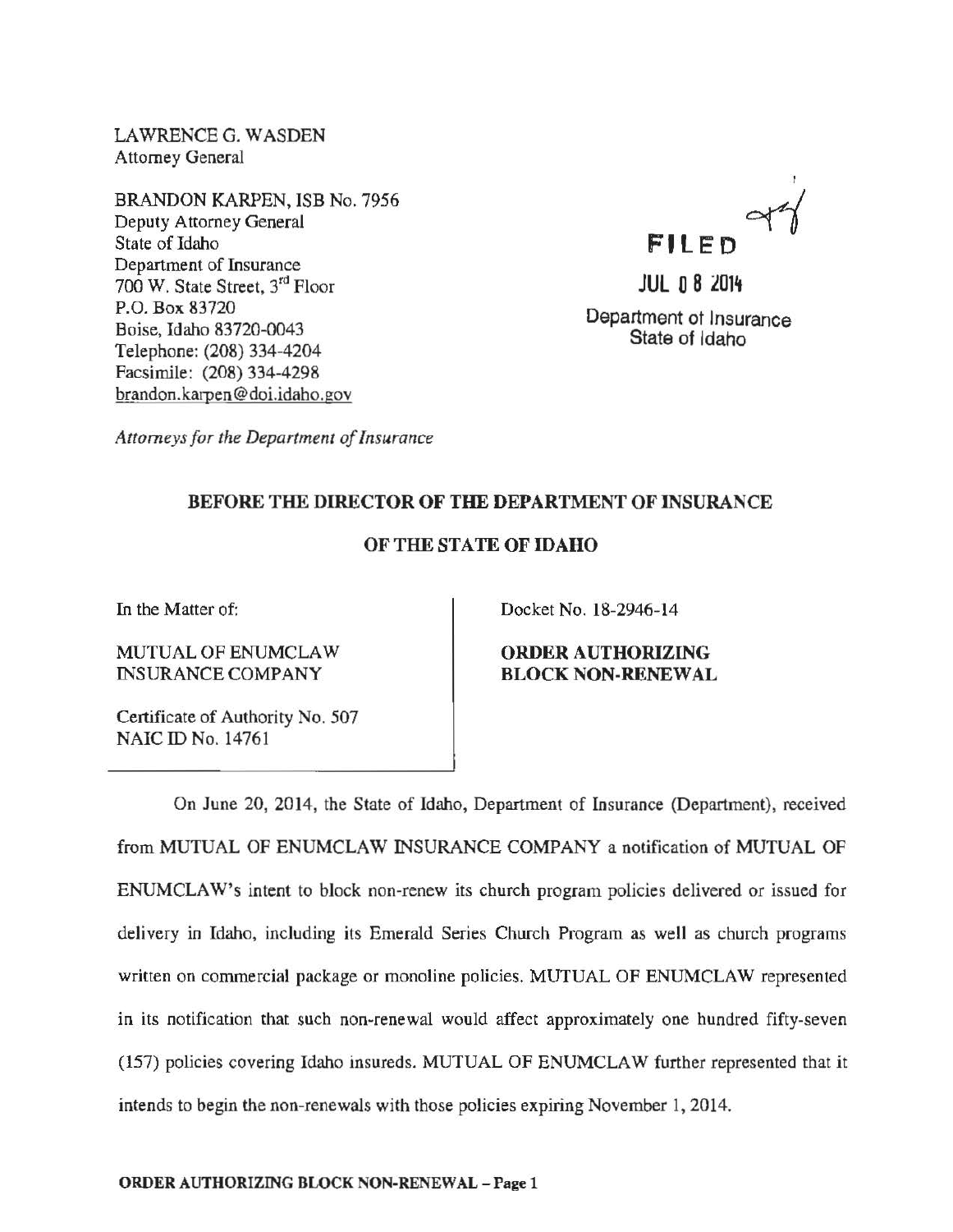LAWRENCE G. WASDEN
Attorney General

BRANDON KARPEN, ISB No. 7956
Deputy Attorney General
State of Idaho
Department of Insurance
700 W. State Street, 3rd Floor
P.O. Box 83720
Boise, Idaho 83720-0043
Telephone: (208) 334-4204
Facsimile: (208) 334-4298
brandon.karpen@doi.idaho.gov

*Attorneys for the Department of Insurance*

FILED

JUL 08 2014

Department of Insurance
State of Idaho

**BEFORE THE DIRECTOR OF THE DEPARTMENT OF INSURANCE**

**OF THE STATE OF IDAHO**

In the Matter of:

MUTUAL OF ENUMCLAW INSURANCE COMPANY

Certificate of Authority No. 507
NAIC ID No. 14761

Docket No. 18-2946-14

**ORDER AUTHORIZING BLOCK NON-RENEWAL**

On June 20, 2014, the State of Idaho, Department of Insurance (Department), received from MUTUAL OF ENUMCLAW INSURANCE COMPANY a notification of MUTUAL OF ENUMCLAW's intent to block non-renew its church program policies delivered or issued for delivery in Idaho, including its Emerald Series Church Program as well as church programs written on commercial package or monoline policies. MUTUAL OF ENUMCLAW represented in its notification that such non-renewal would affect approximately one hundred fifty-seven (157) policies covering Idaho insureds. MUTUAL OF ENUMCLAW further represented that it intends to begin the non-renewals with those policies expiring November 1, 2014.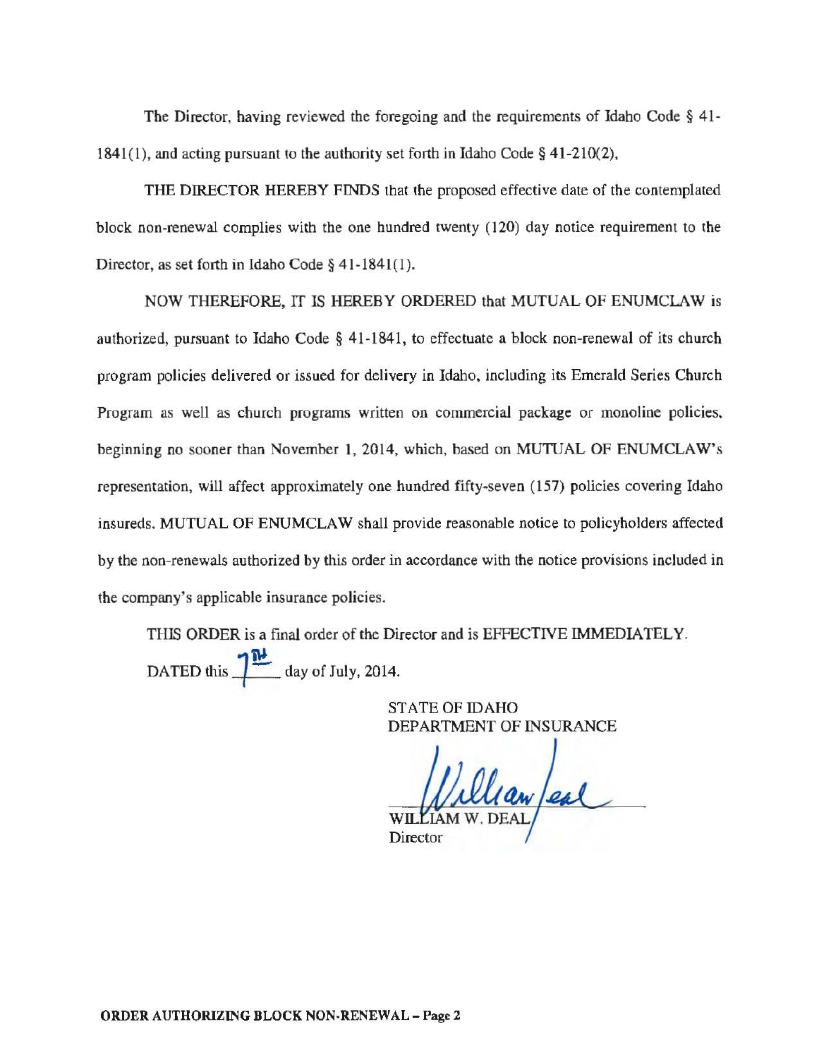The Director, having reviewed the foregoing and the requirements of Idaho Code § 41-1841(1), and acting pursuant to the authority set forth in Idaho Code § 41-210(2),

THE DIRECTOR HEREBY FINDS that the proposed effective date of the contemplated block non-renewal complies with the one hundred twenty (120) day notice requirement to the Director, as set forth in Idaho Code § 41-1841(1).

NOW THEREFORE, IT IS HEREBY ORDERED that MUTUAL OF ENUMCLAW is authorized, pursuant to Idaho Code § 41-1841, to effectuate a block non-renewal of its church program policies delivered or issued for delivery in Idaho, including its Emerald Series Church Program as well as church programs written on commercial package or monoline policies, beginning no sooner than November 1, 2014, which, based on MUTUAL OF ENUMCLAW's representation, will affect approximately one hundred fifty-seven (157) policies covering Idaho insureds. MUTUAL OF ENUMCLAW shall provide reasonable notice to policyholders affected by the non-renewals authorized by this order in accordance with the notice provisions included in the company's applicable insurance policies.

THIS ORDER is a final order of the Director and is EFFECTIVE IMMEDIATELY.

DATED this 7th day of July, 2014.

STATE OF IDAHO
DEPARTMENT OF INSURANCE

William Deal

WILLIAM W. DEAL
Director

**ORDER AUTHORIZING BLOCK NON-RENEWAL – Page 2**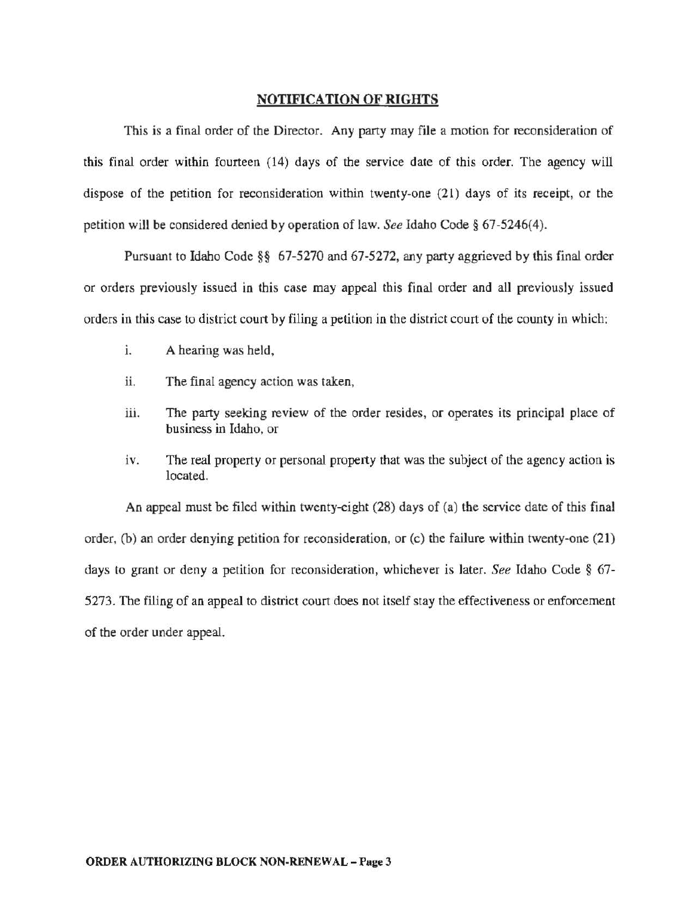## NOTIFICATION OF RIGHTS

This is a final order of the Director. Any party may file a motion for reconsideration of this final order within fourteen (14) days of the service date of this order. The agency will dispose of the petition for reconsideration within twenty-one (21) days of its receipt, or the petition will be considered denied by operation of law. *See* Idaho Code § 67-5246(4).

Pursuant to Idaho Code §§ 67-5270 and 67-5272, any party aggrieved by this final order or orders previously issued in this case may appeal this final order and all previously issued orders in this case to district court by filing a petition in the district court of the county in which:

- i. A hearing was held,
- ii. The final agency action was taken,
- iii. The party seeking review of the order resides, or operates its principal place of business in Idaho, or
- iv. The real property or personal property that was the subject of the agency action is located.

An appeal must be filed within twenty-eight (28) days of (a) the service date of this final order, (b) an order denying petition for reconsideration, or (c) the failure within twenty-one (21) days to grant or deny a petition for reconsideration, whichever is later. *See* Idaho Code § 67-5273. The filing of an appeal to district court does not itself stay the effectiveness or enforcement of the order under appeal.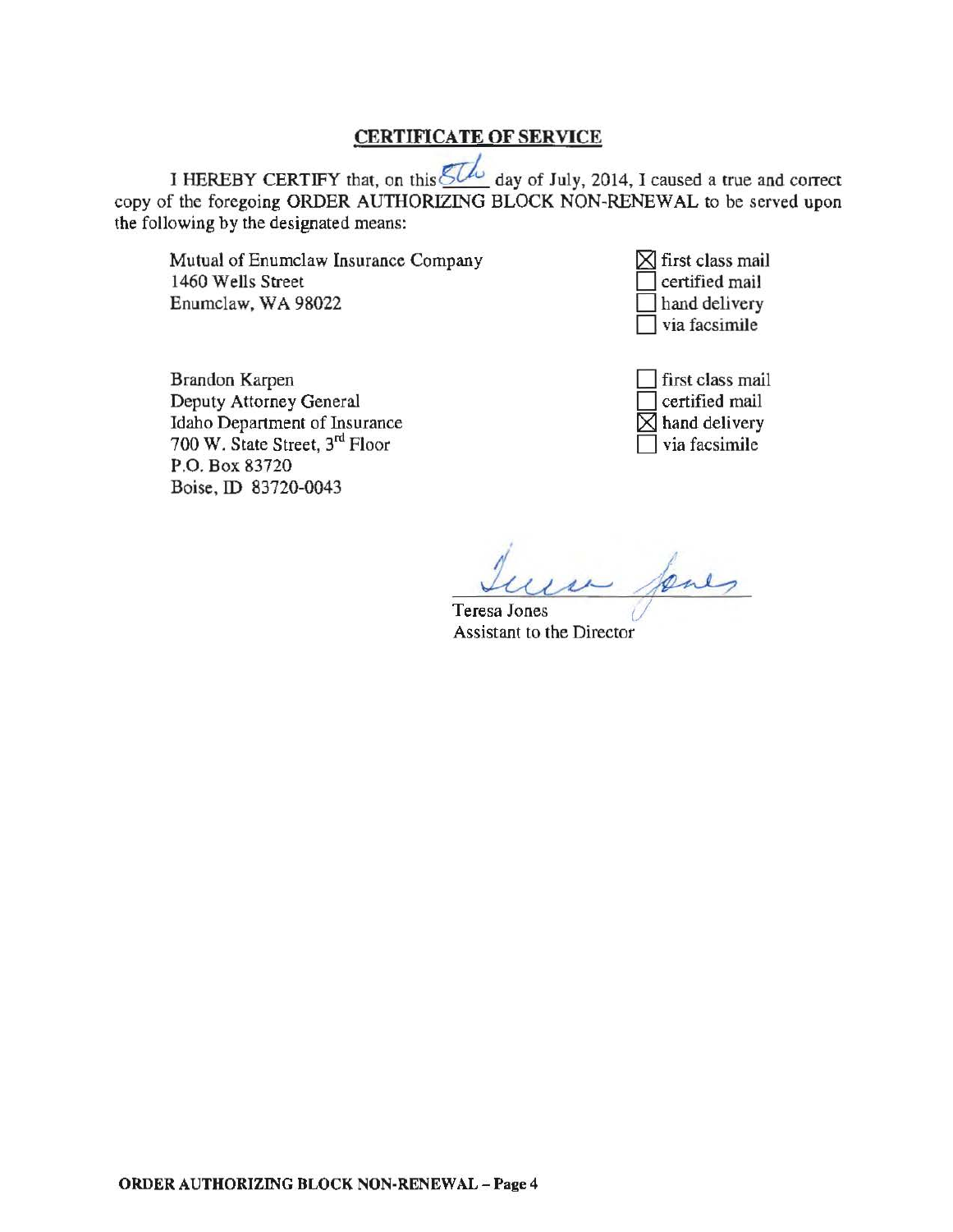## CERTIFICATE OF SERVICE

I HEREBY CERTIFY that, on this 8th day of July, 2014, I caused a true and correct copy of the foregoing ORDER AUTHORIZING BLOCK NON-RENEWAL to be served upon the following by the designated means:

Mutual of Enumclaw Insurance Company
1460 Wells Street
Enumclaw, WA 98022

- [x] first class mail
- [ ] certified mail
- [ ] hand delivery
- [ ] via facsimile

Brandon Karpen
Deputy Attorney General
Idaho Department of Insurance
700 W. State Street, 3rd Floor
P.O. Box 83720
Boise, ID 83720-0043

- [ ] first class mail
- [ ] certified mail
- [x] hand delivery
- [ ] via facsimile

Teresa Jones
Assistant to the Director

**ORDER AUTHORIZING BLOCK NON-RENEWAL – Page 4**